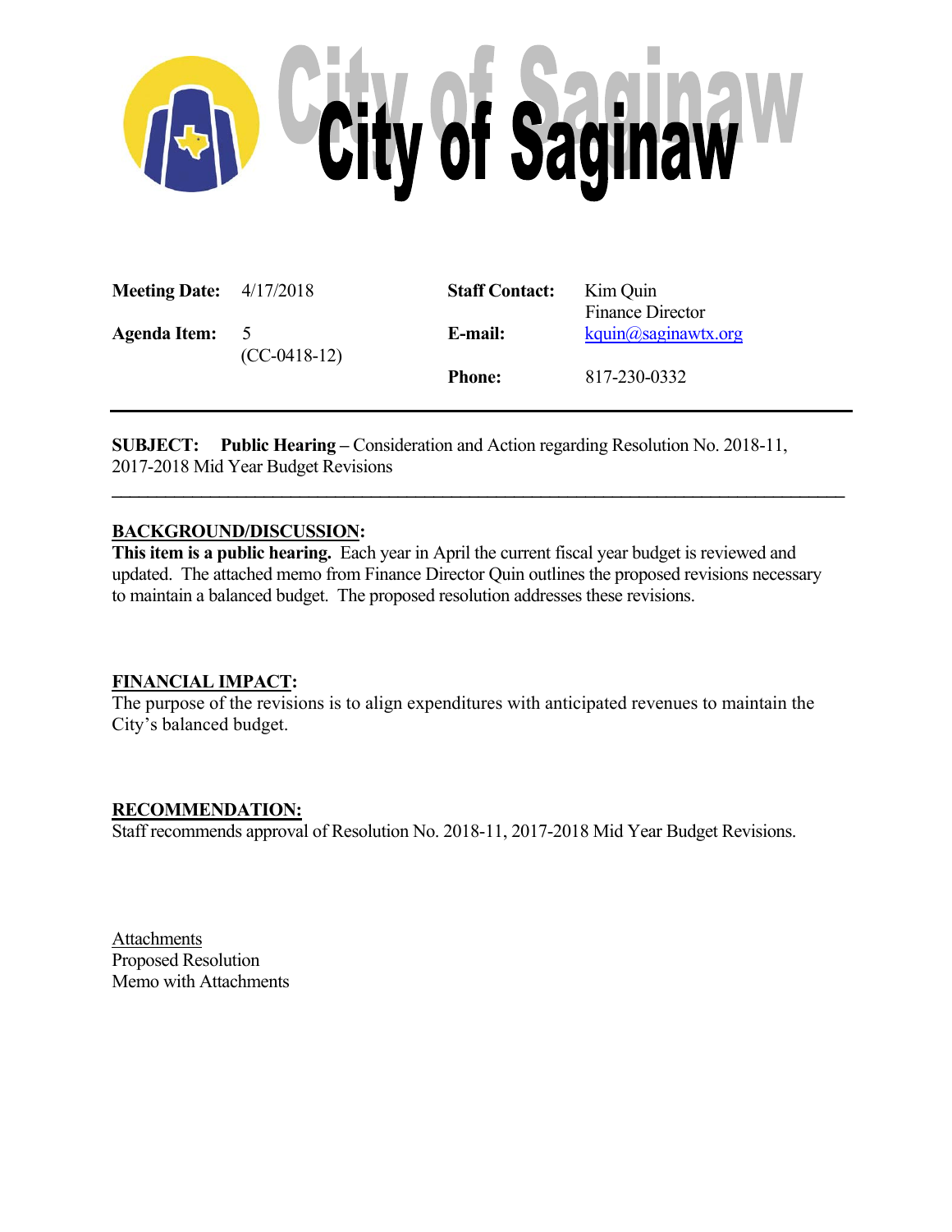# City of Saginaw

| | | | |
|---|---|---|---|
| **Meeting Date:** | 4/17/2018 | **Staff Contact:** | Kim Quin<br>Finance Director |
| **Agenda Item:** | 5<br>(CC-0418-12) | **E-mail:** | kquin@saginawtx.org |
| | | **Phone:** | 817-230-0332 |

---

**SUBJECT:** **Public Hearing –** Consideration and Action regarding Resolution No. 2018-11, 2017-2018 Mid Year Budget Revisions

---

## BACKGROUND/DISCUSSION:

**This item is a public hearing.** Each year in April the current fiscal year budget is reviewed and updated. The attached memo from Finance Director Quin outlines the proposed revisions necessary to maintain a balanced budget. The proposed resolution addresses these revisions.

## FINANCIAL IMPACT:

The purpose of the revisions is to align expenditures with anticipated revenues to maintain the City's balanced budget.

## RECOMMENDATION:

Staff recommends approval of Resolution No. 2018-11, 2017-2018 Mid Year Budget Revisions.

Attachments
Proposed Resolution
Memo with Attachments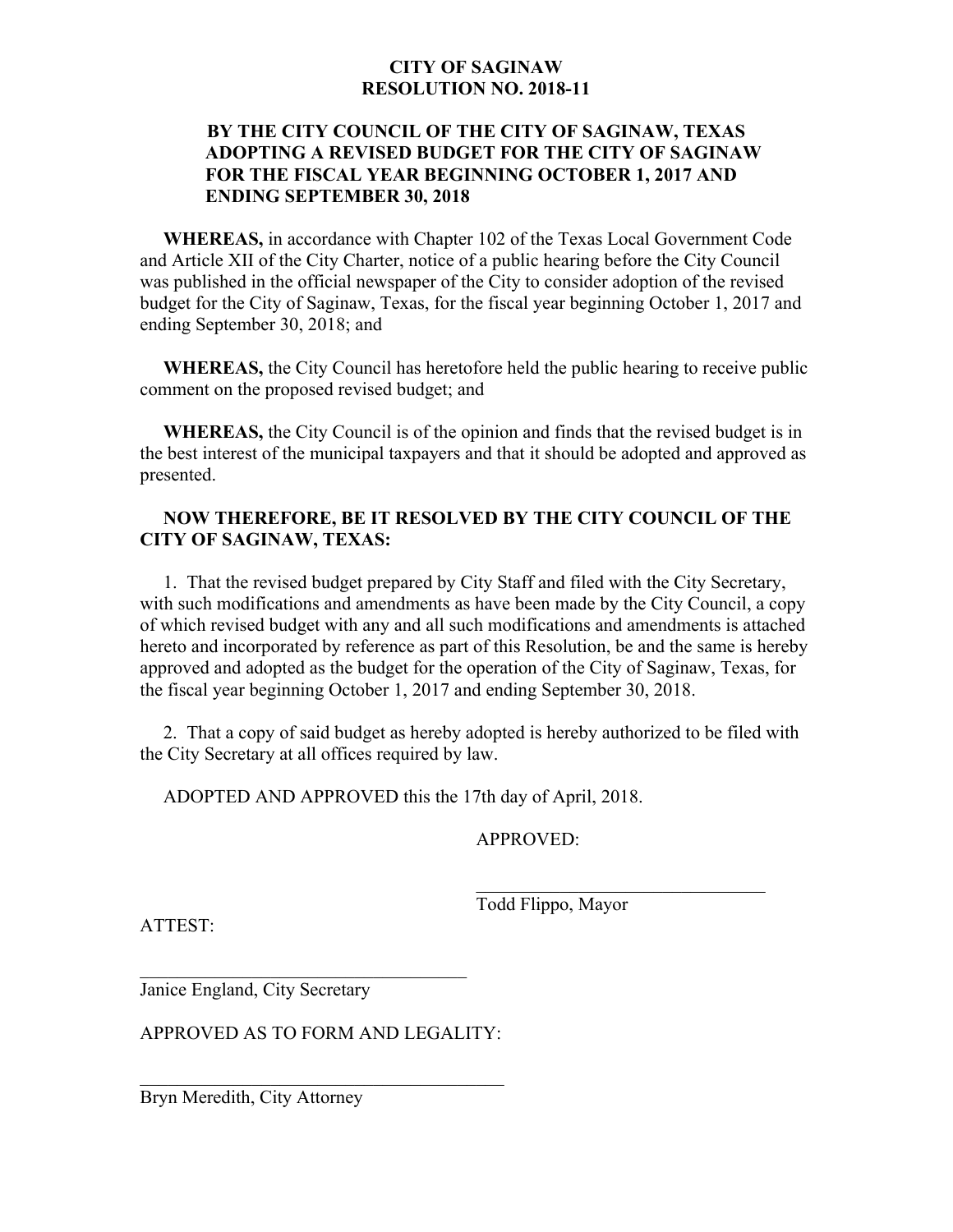# CITY OF SAGINAW
# RESOLUTION NO. 2018-11

**BY THE CITY COUNCIL OF THE CITY OF SAGINAW, TEXAS ADOPTING A REVISED BUDGET FOR THE CITY OF SAGINAW FOR THE FISCAL YEAR BEGINNING OCTOBER 1, 2017 AND ENDING SEPTEMBER 30, 2018**

**WHEREAS,** in accordance with Chapter 102 of the Texas Local Government Code and Article XII of the City Charter, notice of a public hearing before the City Council was published in the official newspaper of the City to consider adoption of the revised budget for the City of Saginaw, Texas, for the fiscal year beginning October 1, 2017 and ending September 30, 2018; and

**WHEREAS,** the City Council has heretofore held the public hearing to receive public comment on the proposed revised budget; and

**WHEREAS,** the City Council is of the opinion and finds that the revised budget is in the best interest of the municipal taxpayers and that it should be adopted and approved as presented.

**NOW THEREFORE, BE IT RESOLVED BY THE CITY COUNCIL OF THE CITY OF SAGINAW, TEXAS:**

1. That the revised budget prepared by City Staff and filed with the City Secretary, with such modifications and amendments as have been made by the City Council, a copy of which revised budget with any and all such modifications and amendments is attached hereto and incorporated by reference as part of this Resolution, be and the same is hereby approved and adopted as the budget for the operation of the City of Saginaw, Texas, for the fiscal year beginning October 1, 2017 and ending September 30, 2018.

2. That a copy of said budget as hereby adopted is hereby authorized to be filed with the City Secretary at all offices required by law.

ADOPTED AND APPROVED this the 17th day of April, 2018.

APPROVED:

\_\_\_\_\_\_\_\_\_\_\_\_\_\_\_\_\_\_\_\_\_\_\_\_\_\_\_\_\_\_\_\_
Todd Flippo, Mayor

ATTEST:

\_\_\_\_\_\_\_\_\_\_\_\_\_\_\_\_\_\_\_\_\_\_\_\_\_\_\_\_\_\_\_\_
Janice England, City Secretary

APPROVED AS TO FORM AND LEGALITY:

\_\_\_\_\_\_\_\_\_\_\_\_\_\_\_\_\_\_\_\_\_\_\_\_\_\_\_\_\_\_\_\_
Bryn Meredith, City Attorney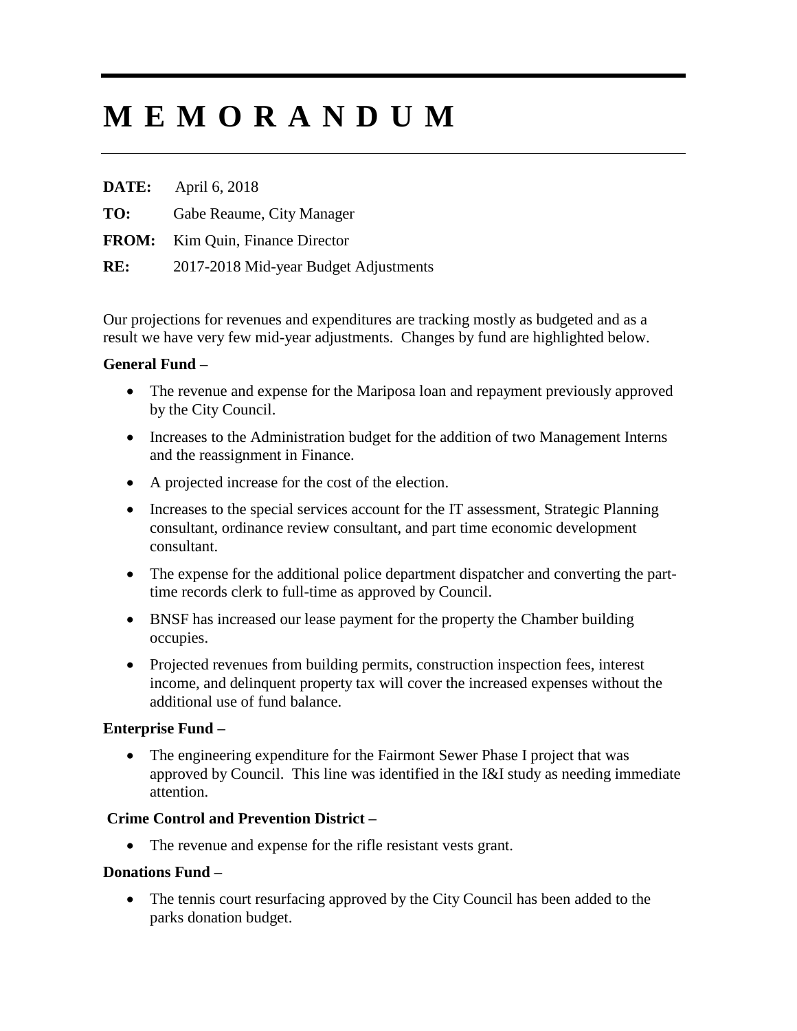# M E M O R A N D U M

---

**DATE:** April 6, 2018

**TO:** Gabe Reaume, City Manager

**FROM:** Kim Quin, Finance Director

**RE:** 2017-2018 Mid-year Budget Adjustments

Our projections for revenues and expenditures are tracking mostly as budgeted and as a result we have very few mid-year adjustments. Changes by fund are highlighted below.

**General Fund –**

- The revenue and expense for the Mariposa loan and repayment previously approved by the City Council.
- Increases to the Administration budget for the addition of two Management Interns and the reassignment in Finance.
- A projected increase for the cost of the election.
- Increases to the special services account for the IT assessment, Strategic Planning consultant, ordinance review consultant, and part time economic development consultant.
- The expense for the additional police department dispatcher and converting the part-time records clerk to full-time as approved by Council.
- BNSF has increased our lease payment for the property the Chamber building occupies.
- Projected revenues from building permits, construction inspection fees, interest income, and delinquent property tax will cover the increased expenses without the additional use of fund balance.

**Enterprise Fund –**

- The engineering expenditure for the Fairmont Sewer Phase I project that was approved by Council. This line was identified in the I&I study as needing immediate attention.

**Crime Control and Prevention District –**

- The revenue and expense for the rifle resistant vests grant.

**Donations Fund –**

- The tennis court resurfacing approved by the City Council has been added to the parks donation budget.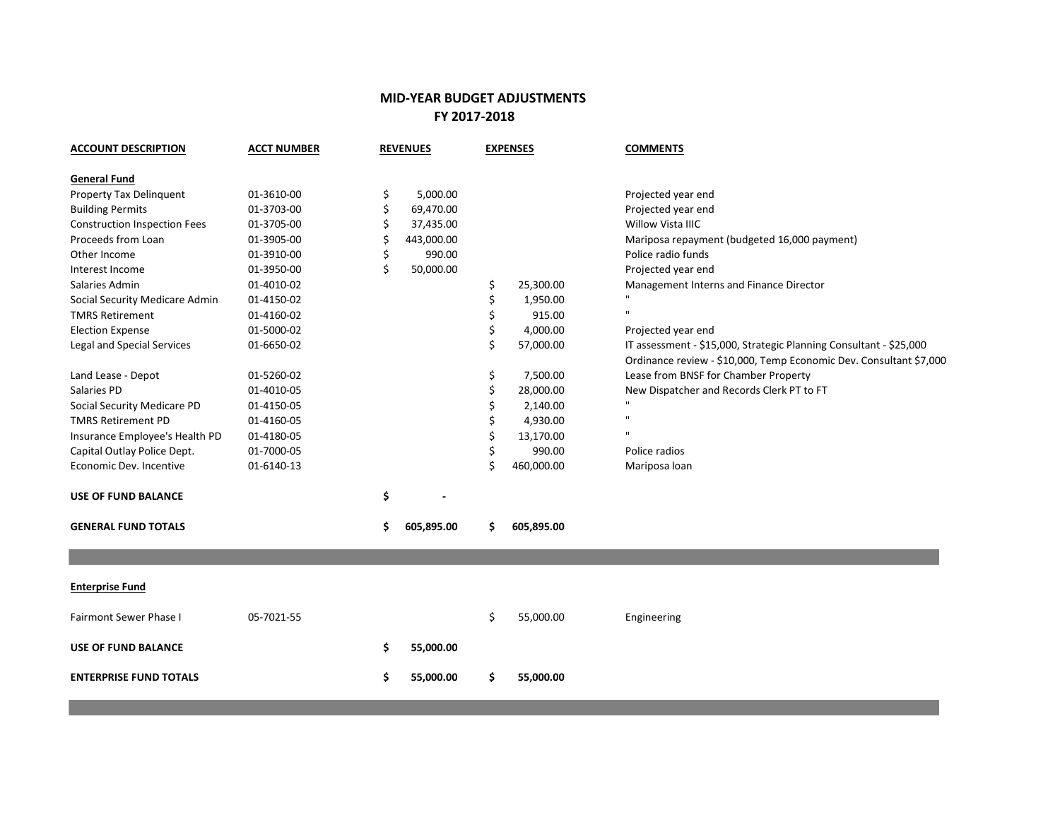# MID-YEAR BUDGET ADJUSTMENTS
## FY 2017-2018

| ACCOUNT DESCRIPTION | ACCT NUMBER | REVENUES | EXPENSES | COMMENTS |
|---|---|---|---|---|
| **General Fund** | | | | |
| Property Tax Delinquent | 01-3610-00 | $ 5,000.00 | | Projected year end |
| Building Permits | 01-3703-00 | $ 69,470.00 | | Projected year end |
| Construction Inspection Fees | 01-3705-00 | $ 37,435.00 | | Willow Vista IIIC |
| Proceeds from Loan | 01-3905-00 | $ 443,000.00 | | Mariposa repayment (budgeted 16,000 payment) |
| Other Income | 01-3910-00 | $ 990.00 | | Police radio funds |
| Interest Income | 01-3950-00 | $ 50,000.00 | | Projected year end |
| Salaries Admin | 01-4010-02 | | $ 25,300.00 | Management Interns and Finance Director |
| Social Security Medicare Admin | 01-4150-02 | | $ 1,950.00 | " |
| TMRS Retirement | 01-4160-02 | | $ 915.00 | " |
| Election Expense | 01-5000-02 | | $ 4,000.00 | Projected year end |
| Legal and Special Services | 01-6650-02 | | $ 57,000.00 | IT assessment - $15,000, Strategic Planning Consultant - $25,000 Ordinance review - $10,000, Temp Economic Dev. Consultant $7,000 |
| Land Lease - Depot | 01-5260-02 | | $ 7,500.00 | Lease from BNSF for Chamber Property |
| Salaries PD | 01-4010-05 | | $ 28,000.00 | New Dispatcher and Records Clerk PT to FT |
| Social Security Medicare PD | 01-4150-05 | | $ 2,140.00 | " |
| TMRS Retirement PD | 01-4160-05 | | $ 4,930.00 | " |
| Insurance Employee's Health PD | 01-4180-05 | | $ 13,170.00 | " |
| Capital Outlay Police Dept. | 01-7000-05 | | $ 990.00 | Police radios |
| Economic Dev. Incentive | 01-6140-13 | | $ 460,000.00 | Mariposa loan |
| **USE OF FUND BALANCE** | | **$ -** | | |
| **GENERAL FUND TOTALS** | | **$ 605,895.00** | **$ 605,895.00** | |
| **Enterprise Fund** | | | | |
| Fairmont Sewer Phase I | 05-7021-55 | | $ 55,000.00 | Engineering |
| **USE OF FUND BALANCE** | | **$ 55,000.00** | | |
| **ENTERPRISE FUND TOTALS** | | **$ 55,000.00** | **$ 55,000.00** | |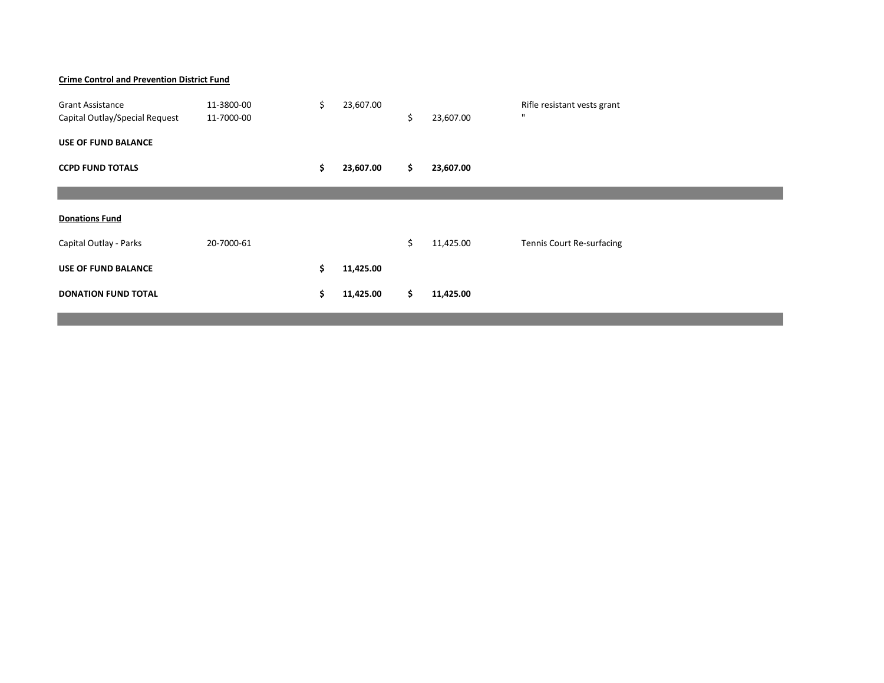**Crime Control and Prevention District Fund**

| | | | | |
|---|---|---|---|---|
| Grant Assistance | 11-3800-00 | $ 23,607.00 | | Rifle resistant vests grant |
| Capital Outlay/Special Request | 11-7000-00 | | $ 23,607.00 | " |
| **USE OF FUND BALANCE** | | | | |
| **CCPD FUND TOTALS** | | **$ 23,607.00** | **$ 23,607.00** | |

**Donations Fund**

| | | | | |
|---|---|---|---|---|
| Capital Outlay - Parks | 20-7000-61 | | $ 11,425.00 | Tennis Court Re-surfacing |
| **USE OF FUND BALANCE** | | **$ 11,425.00** | | |
| **DONATION FUND TOTAL** | | **$ 11,425.00** | **$ 11,425.00** | |